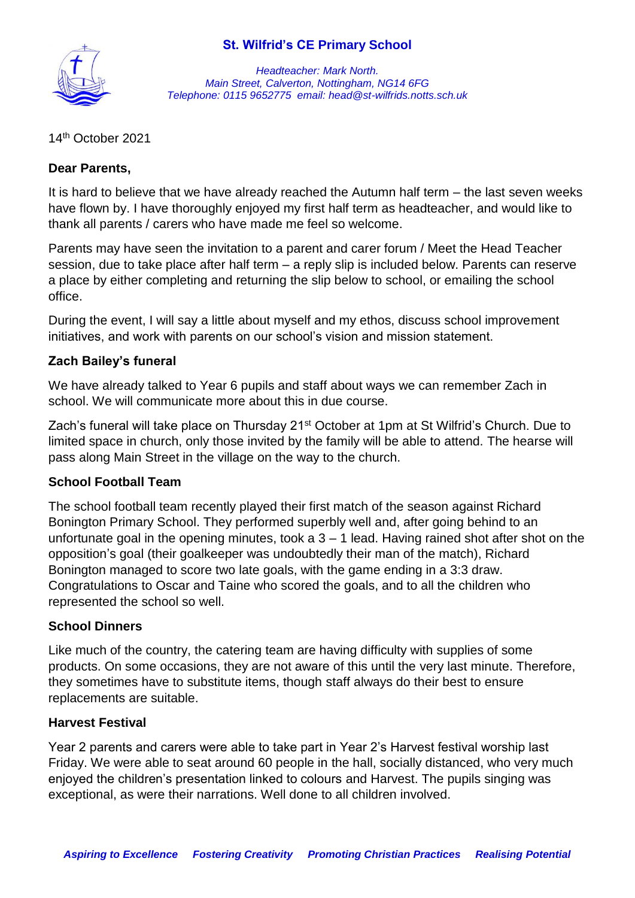# St. Wilfrid's CE Primary School

*Headteacher: Mark North.*
*Main Street, Calverton, Nottingham, NG14 6FG*
*Telephone: 0115 9652775 email: head@st-wilfrids.notts.sch.uk*

14th October 2021

**Dear Parents,**

It is hard to believe that we have already reached the Autumn half term – the last seven weeks have flown by. I have thoroughly enjoyed my first half term as headteacher, and would like to thank all parents / carers who have made me feel so welcome.

Parents may have seen the invitation to a parent and carer forum / Meet the Head Teacher session, due to take place after half term – a reply slip is included below. Parents can reserve a place by either completing and returning the slip below to school, or emailing the school office.

During the event, I will say a little about myself and my ethos, discuss school improvement initiatives, and work with parents on our school's vision and mission statement.

### Zach Bailey's funeral

We have already talked to Year 6 pupils and staff about ways we can remember Zach in school. We will communicate more about this in due course.

Zach's funeral will take place on Thursday 21st October at 1pm at St Wilfrid's Church. Due to limited space in church, only those invited by the family will be able to attend. The hearse will pass along Main Street in the village on the way to the church.

### School Football Team

The school football team recently played their first match of the season against Richard Bonington Primary School. They performed superbly well and, after going behind to an unfortunate goal in the opening minutes, took a 3 – 1 lead. Having rained shot after shot on the opposition's goal (their goalkeeper was undoubtedly their man of the match), Richard Bonington managed to score two late goals, with the game ending in a 3:3 draw. Congratulations to Oscar and Taine who scored the goals, and to all the children who represented the school so well.

### School Dinners

Like much of the country, the catering team are having difficulty with supplies of some products. On some occasions, they are not aware of this until the very last minute. Therefore, they sometimes have to substitute items, though staff always do their best to ensure replacements are suitable.

### Harvest Festival

Year 2 parents and carers were able to take part in Year 2's Harvest festival worship last Friday. We were able to seat around 60 people in the hall, socially distanced, who very much enjoyed the children's presentation linked to colours and Harvest. The pupils singing was exceptional, as were their narrations. Well done to all children involved.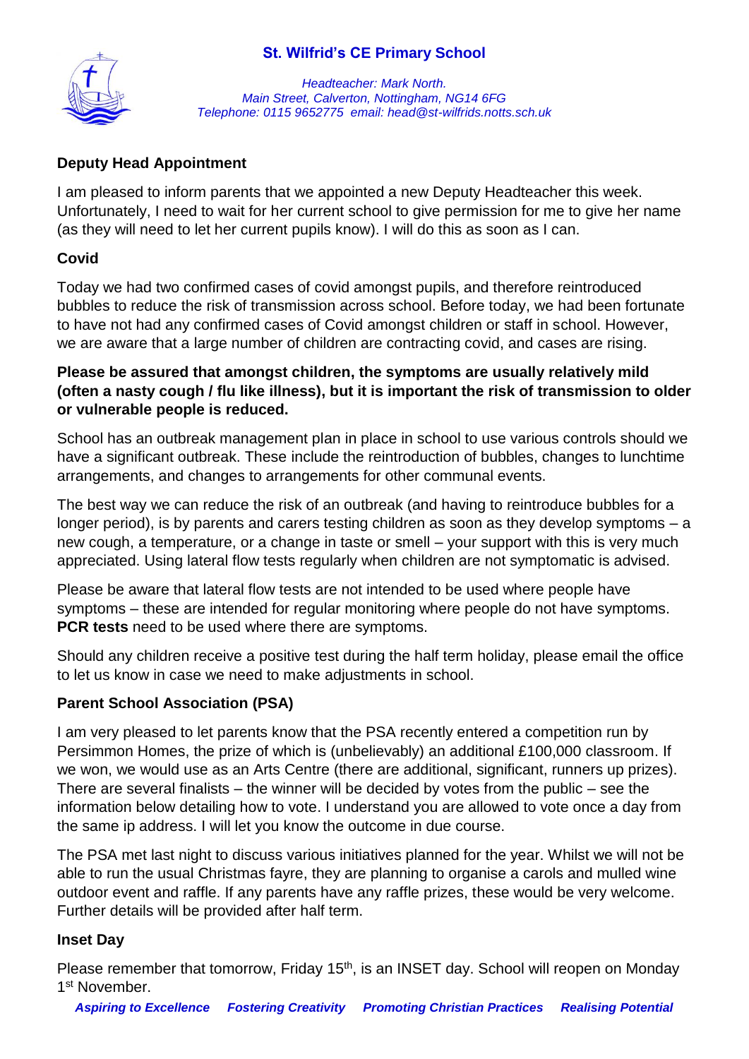**St. Wilfrid's CE Primary School**

*Headteacher: Mark North.*
*Main Street, Calverton, Nottingham, NG14 6FG*
*Telephone: 0115 9652775 email: head@st-wilfrids.notts.sch.uk*

## Deputy Head Appointment

I am pleased to inform parents that we appointed a new Deputy Headteacher this week. Unfortunately, I need to wait for her current school to give permission for me to give her name (as they will need to let her current pupils know). I will do this as soon as I can.

## Covid

Today we had two confirmed cases of covid amongst pupils, and therefore reintroduced bubbles to reduce the risk of transmission across school. Before today, we had been fortunate to have not had any confirmed cases of Covid amongst children or staff in school. However, we are aware that a large number of children are contracting covid, and cases are rising.

**Please be assured that amongst children, the symptoms are usually relatively mild (often a nasty cough / flu like illness), but it is important the risk of transmission to older or vulnerable people is reduced.**

School has an outbreak management plan in place in school to use various controls should we have a significant outbreak. These include the reintroduction of bubbles, changes to lunchtime arrangements, and changes to arrangements for other communal events.

The best way we can reduce the risk of an outbreak (and having to reintroduce bubbles for a longer period), is by parents and carers testing children as soon as they develop symptoms – a new cough, a temperature, or a change in taste or smell – your support with this is very much appreciated. Using lateral flow tests regularly when children are not symptomatic is advised.

Please be aware that lateral flow tests are not intended to be used where people have symptoms – these are intended for regular monitoring where people do not have symptoms. **PCR tests** need to be used where there are symptoms.

Should any children receive a positive test during the half term holiday, please email the office to let us know in case we need to make adjustments in school.

## Parent School Association (PSA)

I am very pleased to let parents know that the PSA recently entered a competition run by Persimmon Homes, the prize of which is (unbelievably) an additional £100,000 classroom. If we won, we would use as an Arts Centre (there are additional, significant, runners up prizes). There are several finalists – the winner will be decided by votes from the public – see the information below detailing how to vote. I understand you are allowed to vote once a day from the same ip address. I will let you know the outcome in due course.

The PSA met last night to discuss various initiatives planned for the year. Whilst we will not be able to run the usual Christmas fayre, they are planning to organise a carols and mulled wine outdoor event and raffle. If any parents have any raffle prizes, these would be very welcome. Further details will be provided after half term.

## Inset Day

Please remember that tomorrow, Friday 15th, is an INSET day. School will reopen on Monday 1st November.

***Aspiring to Excellence Fostering Creativity Promoting Christian Practices Realising Potential***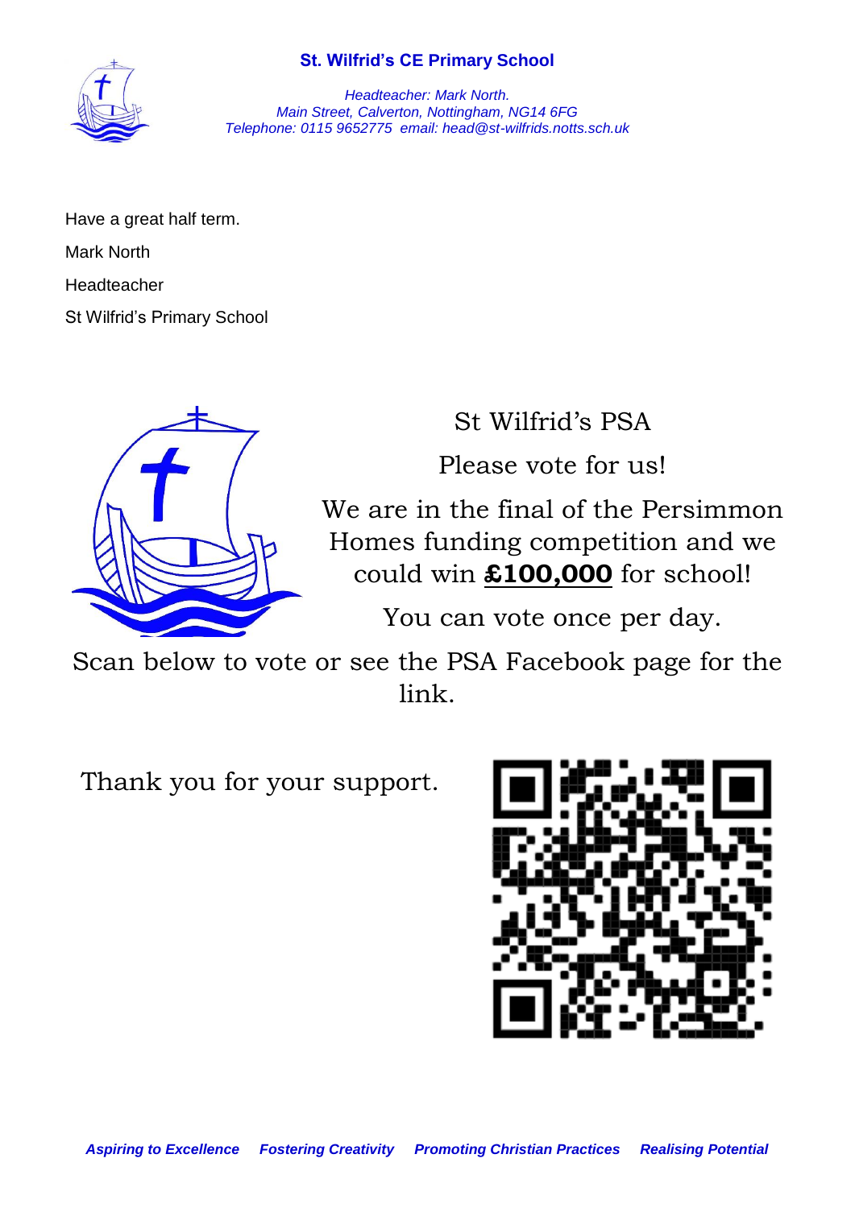Have a great half term.

Mark North

Headteacher

St Wilfrid's Primary School

St Wilfrid's PSA

Please vote for us!

We are in the final of the Persimmon Homes funding competition and we could win **£100,000** for school!

You can vote once per day.

Scan below to vote or see the PSA Facebook page for the link.

Thank you for your support.